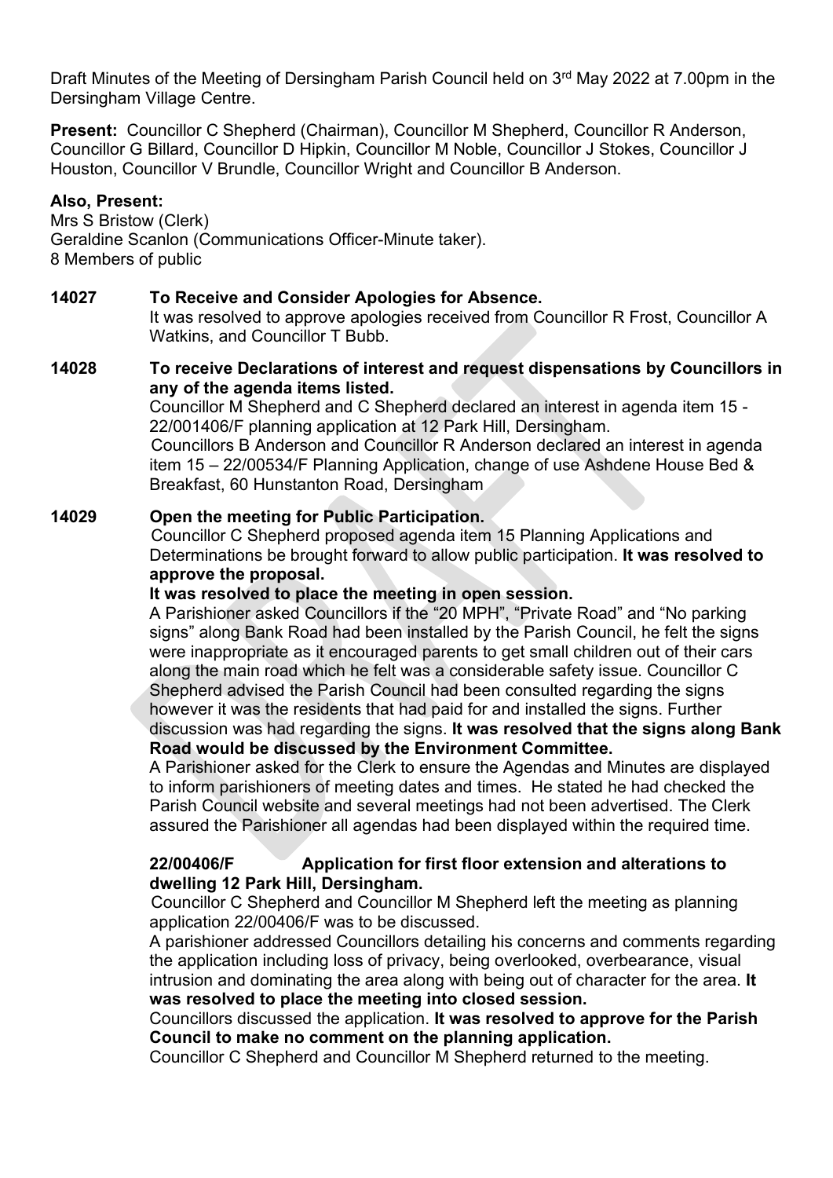Draft Minutes of the Meeting of Dersingham Parish Council held on 3rd May 2022 at 7.00pm in the Dersingham Village Centre.

**Present:** Councillor C Shepherd (Chairman), Councillor M Shepherd, Councillor R Anderson, Councillor G Billard, Councillor D Hipkin, Councillor M Noble, Councillor J Stokes, Councillor J Houston, Councillor V Brundle, Councillor Wright and Councillor B Anderson.

**Also, Present:**
Mrs S Bristow (Clerk)
Geraldine Scanlon (Communications Officer-Minute taker).
8 Members of public

**14027 To Receive and Consider Apologies for Absence.**

It was resolved to approve apologies received from Councillor R Frost, Councillor A Watkins, and Councillor T Bubb.

**14028 To receive Declarations of interest and request dispensations by Councillors in any of the agenda items listed.**

Councillor M Shepherd and C Shepherd declared an interest in agenda item 15 - 22/001406/F planning application at 12 Park Hill, Dersingham.

Councillors B Anderson and Councillor R Anderson declared an interest in agenda item 15 – 22/00534/F Planning Application, change of use Ashdene House Bed & Breakfast, 60 Hunstanton Road, Dersingham

**14029 Open the meeting for Public Participation.**

Councillor C Shepherd proposed agenda item 15 Planning Applications and Determinations be brought forward to allow public participation. **It was resolved to approve the proposal.**

**It was resolved to place the meeting in open session.**

A Parishioner asked Councillors if the "20 MPH", "Private Road" and "No parking signs" along Bank Road had been installed by the Parish Council, he felt the signs were inappropriate as it encouraged parents to get small children out of their cars along the main road which he felt was a considerable safety issue. Councillor C Shepherd advised the Parish Council had been consulted regarding the signs however it was the residents that had paid for and installed the signs. Further discussion was had regarding the signs. **It was resolved that the signs along Bank Road would be discussed by the Environment Committee.**

A Parishioner asked for the Clerk to ensure the Agendas and Minutes are displayed to inform parishioners of meeting dates and times. He stated he had checked the Parish Council website and several meetings had not been advertised. The Clerk assured the Parishioner all agendas had been displayed within the required time.

**22/00406/F Application for first floor extension and alterations to dwelling 12 Park Hill, Dersingham.**

Councillor C Shepherd and Councillor M Shepherd left the meeting as planning application 22/00406/F was to be discussed.

A parishioner addressed Councillors detailing his concerns and comments regarding the application including loss of privacy, being overlooked, overbearance, visual intrusion and dominating the area along with being out of character for the area. **It was resolved to place the meeting into closed session.**

Councillors discussed the application. **It was resolved to approve for the Parish Council to make no comment on the planning application.**

Councillor C Shepherd and Councillor M Shepherd returned to the meeting.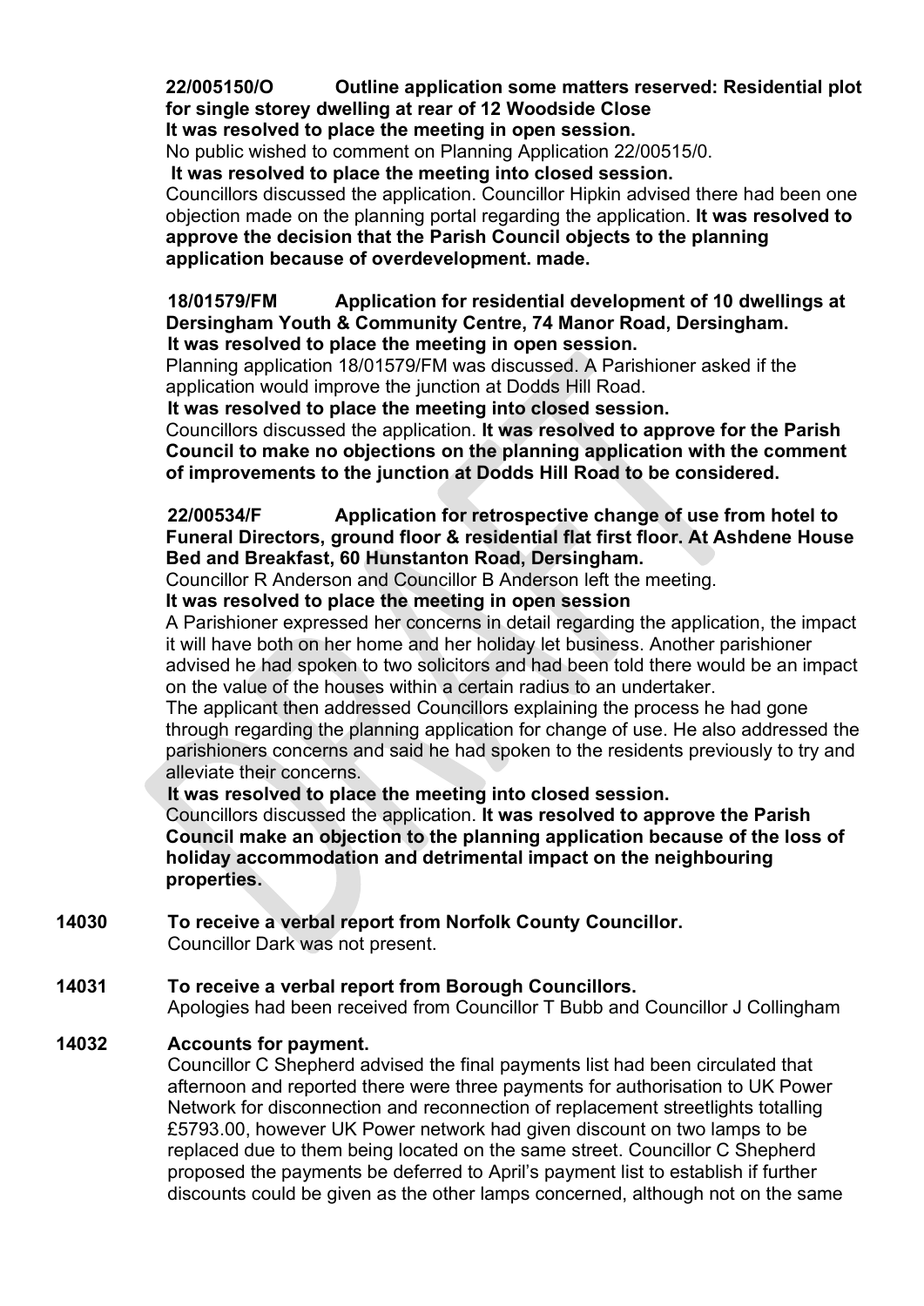**22/005150/O Outline application some matters reserved: Residential plot for single storey dwelling at rear of 12 Woodside Close**

**It was resolved to place the meeting in open session.**

No public wished to comment on Planning Application 22/00515/0.

**It was resolved to place the meeting into closed session.**

Councillors discussed the application. Councillor Hipkin advised there had been one objection made on the planning portal regarding the application. **It was resolved to approve the decision that the Parish Council objects to the planning application because of overdevelopment. made.**

**18/01579/FM Application for residential development of 10 dwellings at Dersingham Youth & Community Centre, 74 Manor Road, Dersingham.**

**It was resolved to place the meeting in open session.**

Planning application 18/01579/FM was discussed. A Parishioner asked if the application would improve the junction at Dodds Hill Road.

**It was resolved to place the meeting into closed session.**

Councillors discussed the application. **It was resolved to approve for the Parish Council to make no objections on the planning application with the comment of improvements to the junction at Dodds Hill Road to be considered.**

**22/00534/F Application for retrospective change of use from hotel to Funeral Directors, ground floor & residential flat first floor. At Ashdene House Bed and Breakfast, 60 Hunstanton Road, Dersingham.**

Councillor R Anderson and Councillor B Anderson left the meeting.

**It was resolved to place the meeting in open session**

A Parishioner expressed her concerns in detail regarding the application, the impact it will have both on her home and her holiday let business. Another parishioner advised he had spoken to two solicitors and had been told there would be an impact on the value of the houses within a certain radius to an undertaker.

The applicant then addressed Councillors explaining the process he had gone through regarding the planning application for change of use. He also addressed the parishioners concerns and said he had spoken to the residents previously to try and alleviate their concerns.

**It was resolved to place the meeting into closed session.**

Councillors discussed the application. **It was resolved to approve the Parish Council make an objection to the planning application because of the loss of holiday accommodation and detrimental impact on the neighbouring properties.**

**14030 To receive a verbal report from Norfolk County Councillor.**

Councillor Dark was not present.

**14031 To receive a verbal report from Borough Councillors.**

Apologies had been received from Councillor T Bubb and Councillor J Collingham

**14032 Accounts for payment.**

Councillor C Shepherd advised the final payments list had been circulated that afternoon and reported there were three payments for authorisation to UK Power Network for disconnection and reconnection of replacement streetlights totalling £5793.00, however UK Power network had given discount on two lamps to be replaced due to them being located on the same street. Councillor C Shepherd proposed the payments be deferred to April's payment list to establish if further discounts could be given as the other lamps concerned, although not on the same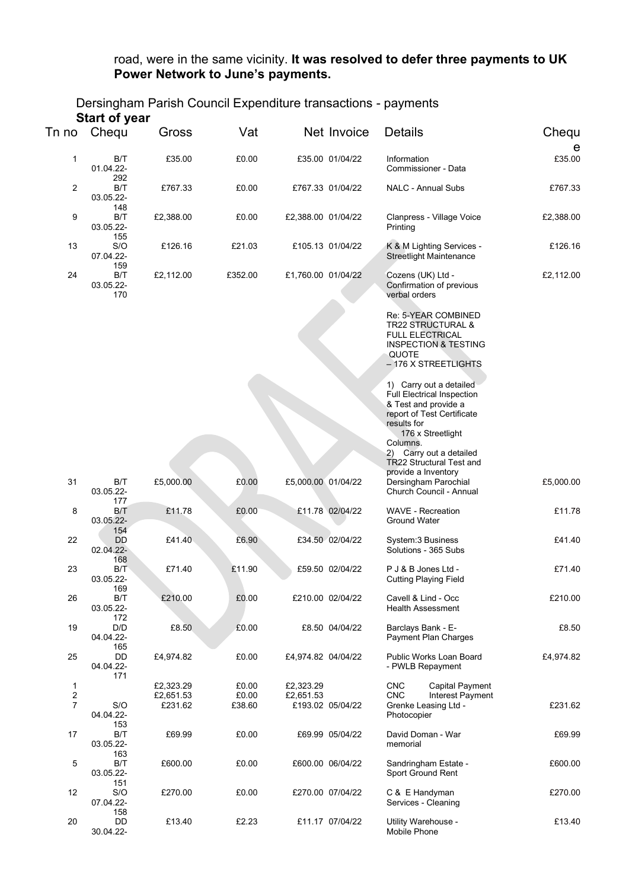road, were in the same vicinity. **It was resolved to defer three payments to UK Power Network to June's payments.**

Dersingham Parish Council Expenditure transactions - payments

**Start of year**

| Tn no | Chequ | Gross | Vat | Net | Invoice | Details | Cheque |
|---|---|---|---|---|---|---|---|
| 1 | B/T 01.04.22-292 | £35.00 | £0.00 | £35.00 | 01/04/22 | Information Commissioner - Data | £35.00 |
| 2 | B/T 03.05.22-148 | £767.33 | £0.00 | £767.33 | 01/04/22 | NALC - Annual Subs | £767.33 |
| 9 | B/T 03.05.22-155 | £2,388.00 | £0.00 | £2,388.00 | 01/04/22 | Clanpress - Village Voice Printing | £2,388.00 |
| 13 | S/O 07.04.22-159 | £126.16 | £21.03 | £105.13 | 01/04/22 | K & M Lighting Services - Streetlight Maintenance | £126.16 |
| 24 | B/T 03.05.22-170 | £2,112.00 | £352.00 | £1,760.00 | 01/04/22 | Cozens (UK) Ltd - Confirmation of previous verbal orders<br><br>Re: 5-YEAR COMBINED TR22 STRUCTURAL & FULL ELECTRICAL INSPECTION & TESTING QUOTE – 176 X STREETLIGHTS<br><br>1) Carry out a detailed Full Electrical Inspection & Test and provide a report of Test Certificate results for 176 x Streetlight Columns.<br>2) Carry out a detailed TR22 Structural Test and provide a Inventory | £2,112.00 |
| 31 | B/T 03.05.22-177 | £5,000.00 | £0.00 | £5,000.00 | 01/04/22 | Dersingham Parochial Church Council - Annual | £5,000.00 |
| 8 | B/T 03.05.22-154 | £11.78 | £0.00 | £11.78 | 02/04/22 | WAVE - Recreation Ground Water | £11.78 |
| 22 | DD 02.04.22-168 | £41.40 | £6.90 | £34.50 | 02/04/22 | System:3 Business Solutions - 365 Subs | £41.40 |
| 23 | B/T 03.05.22-169 | £71.40 | £11.90 | £59.50 | 02/04/22 | P J & B Jones Ltd - Cutting Playing Field | £71.40 |
| 26 | B/T 03.05.22-172 | £210.00 | £0.00 | £210.00 | 02/04/22 | Cavell & Lind - Occ Health Assessment | £210.00 |
| 19 | D/D 04.04.22-165 | £8.50 | £0.00 | £8.50 | 04/04/22 | Barclays Bank - E-Payment Plan Charges | £8.50 |
| 25 | DD 04.04.22-171 | £4,974.82 | £0.00 | £4,974.82 | 04/04/22 | Public Works Loan Board - PWLB Repayment | £4,974.82 |
| 1 | | £2,323.29 | £0.00 | £2,323.29 | | CNC Capital Payment | |
| 2 | | £2,651.53 | £0.00 | £2,651.53 | | CNC Interest Payment | |
| 7 | S/O 04.04.22-153 | £231.62 | £38.60 | £193.02 | 05/04/22 | Grenke Leasing Ltd - Photocopier | £231.62 |
| 17 | B/T 03.05.22-163 | £69.99 | £0.00 | £69.99 | 05/04/22 | David Doman - War memorial | £69.99 |
| 5 | B/T 03.05.22-151 | £600.00 | £0.00 | £600.00 | 06/04/22 | Sandringham Estate - Sport Ground Rent | £600.00 |
| 12 | S/O 07.04.22-158 | £270.00 | £0.00 | £270.00 | 07/04/22 | C & E Handyman Services - Cleaning | £270.00 |
| 20 | DD 30.04.22- | £13.40 | £2.23 | £11.17 | 07/04/22 | Utility Warehouse - Mobile Phone | £13.40 |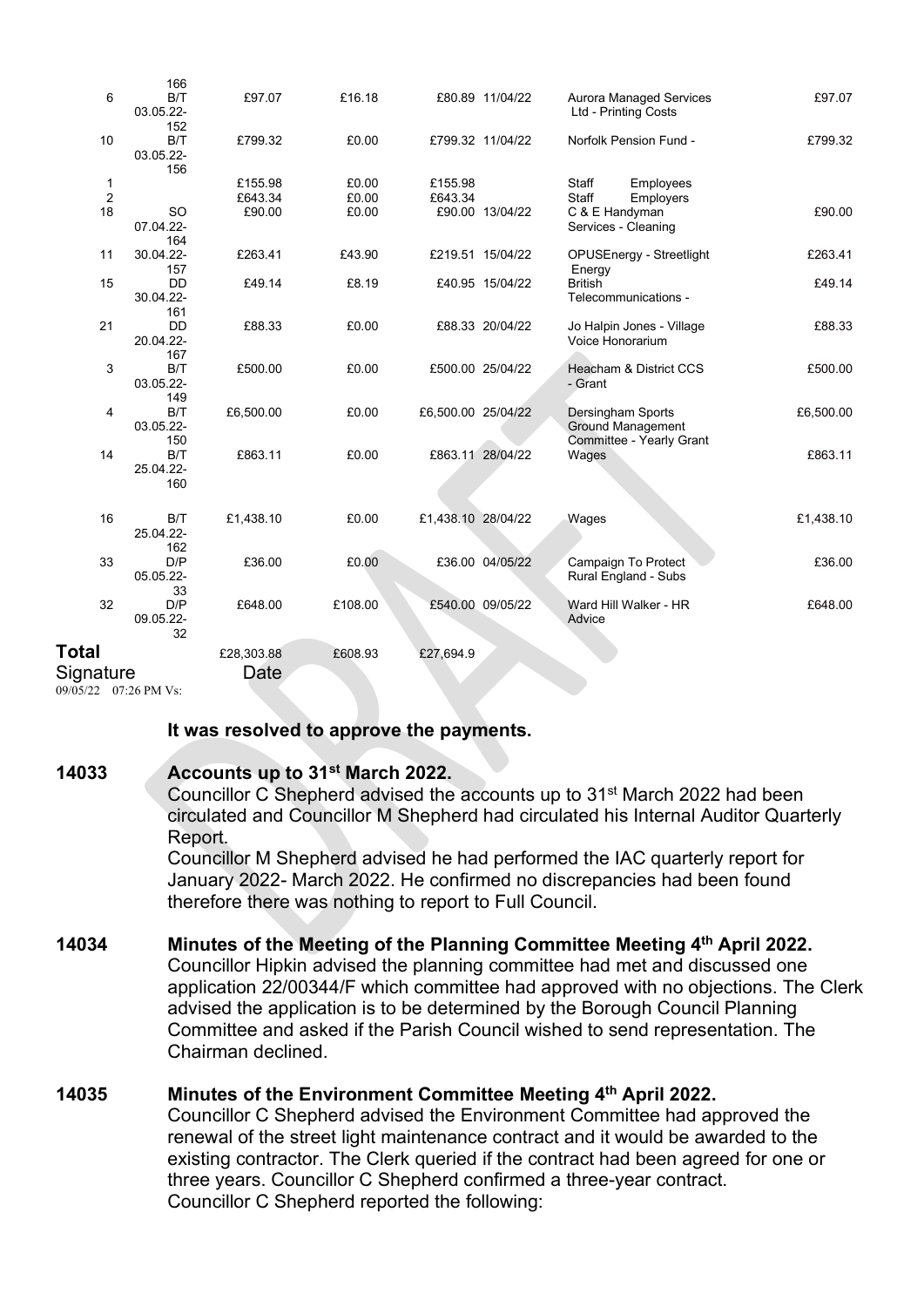| | | | | | | | |
|---|---|---|---|---|---|---|---|
| | 166 | | | | | | |
| 6 | B/T 03.05.22- 152 | £97.07 | £16.18 | £80.89 | 11/04/22 | Aurora Managed Services Ltd - Printing Costs | £97.07 |
| 10 | B/T 03.05.22- 156 | £799.32 | £0.00 | £799.32 | 11/04/22 | Norfolk Pension Fund - | £799.32 |
| 1 | | £155.98 | £0.00 | £155.98 | | Staff Employees | |
| 2 | | £643.34 | £0.00 | £643.34 | | Staff Employers | |
| 18 | SO 07.04.22- 164 | £90.00 | £0.00 | £90.00 | 13/04/22 | C & E Handyman Services - Cleaning | £90.00 |
| 11 | 30.04.22- 157 | £263.41 | £43.90 | £219.51 | 15/04/22 | OPUSEnergy - Streetlight Energy | £263.41 |
| 15 | DD 30.04.22- 161 | £49.14 | £8.19 | £40.95 | 15/04/22 | British Telecommunications - | £49.14 |
| 21 | DD 20.04.22- 167 | £88.33 | £0.00 | £88.33 | 20/04/22 | Jo Halpin Jones - Village Voice Honorarium | £88.33 |
| 3 | B/T 03.05.22- 149 | £500.00 | £0.00 | £500.00 | 25/04/22 | Heacham & District CCS - Grant | £500.00 |
| 4 | B/T 03.05.22- 150 | £6,500.00 | £0.00 | £6,500.00 | 25/04/22 | Dersingham Sports Ground Management Committee - Yearly Grant | £6,500.00 |
| 14 | B/T 25.04.22- 160 | £863.11 | £0.00 | £863.11 | 28/04/22 | Wages | £863.11 |
| 16 | B/T 25.04.22- 162 | £1,438.10 | £0.00 | £1,438.10 | 28/04/22 | Wages | £1,438.10 |
| 33 | D/P 05.05.22- 33 | £36.00 | £0.00 | £36.00 | 04/05/22 | Campaign To Protect Rural England - Subs | £36.00 |
| 32 | D/P 09.05.22- 32 | £648.00 | £108.00 | £540.00 | 09/05/22 | Ward Hill Walker - HR Advice | £648.00 |
| **Total** | | £28,303.88 | £608.93 | £27,694.9 | | | |

Signature Date

09/05/22 07:26 PM Vs:

**It was resolved to approve the payments.**

**14033 Accounts up to 31st March 2022.**

Councillor C Shepherd advised the accounts up to 31st March 2022 had been circulated and Councillor M Shepherd had circulated his Internal Auditor Quarterly Report.

Councillor M Shepherd advised he had performed the IAC quarterly report for January 2022- March 2022. He confirmed no discrepancies had been found therefore there was nothing to report to Full Council.

**14034 Minutes of the Meeting of the Planning Committee Meeting 4th April 2022.**

Councillor Hipkin advised the planning committee had met and discussed one application 22/00344/F which committee had approved with no objections. The Clerk advised the application is to be determined by the Borough Council Planning Committee and asked if the Parish Council wished to send representation. The Chairman declined.

**14035 Minutes of the Environment Committee Meeting 4th April 2022.**

Councillor C Shepherd advised the Environment Committee had approved the renewal of the street light maintenance contract and it would be awarded to the existing contractor. The Clerk queried if the contract had been agreed for one or three years. Councillor C Shepherd confirmed a three-year contract.

Councillor C Shepherd reported the following: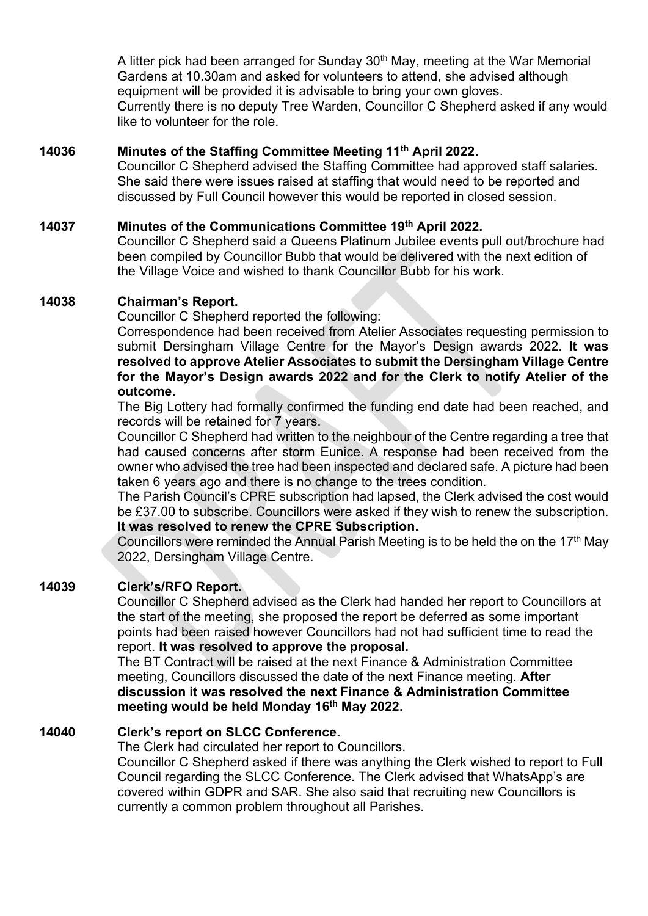A litter pick had been arranged for Sunday 30th May, meeting at the War Memorial Gardens at 10.30am and asked for volunteers to attend, she advised although equipment will be provided it is advisable to bring your own gloves.
Currently there is no deputy Tree Warden, Councillor C Shepherd asked if any would like to volunteer for the role.

**14036 Minutes of the Staffing Committee Meeting 11th April 2022.**

Councillor C Shepherd advised the Staffing Committee had approved staff salaries. She said there were issues raised at staffing that would need to be reported and discussed by Full Council however this would be reported in closed session.

**14037 Minutes of the Communications Committee 19th April 2022.**

Councillor C Shepherd said a Queens Platinum Jubilee events pull out/brochure had been compiled by Councillor Bubb that would be delivered with the next edition of the Village Voice and wished to thank Councillor Bubb for his work.

**14038 Chairman's Report.**

Councillor C Shepherd reported the following:

Correspondence had been received from Atelier Associates requesting permission to submit Dersingham Village Centre for the Mayor's Design awards 2022. **It was resolved to approve Atelier Associates to submit the Dersingham Village Centre for the Mayor's Design awards 2022 and for the Clerk to notify Atelier of the outcome.**

The Big Lottery had formally confirmed the funding end date had been reached, and records will be retained for 7 years.

Councillor C Shepherd had written to the neighbour of the Centre regarding a tree that had caused concerns after storm Eunice. A response had been received from the owner who advised the tree had been inspected and declared safe. A picture had been taken 6 years ago and there is no change to the trees condition.

The Parish Council's CPRE subscription had lapsed, the Clerk advised the cost would be £37.00 to subscribe. Councillors were asked if they wish to renew the subscription. **It was resolved to renew the CPRE Subscription.**

Councillors were reminded the Annual Parish Meeting is to be held the on the 17th May 2022, Dersingham Village Centre.

**14039 Clerk's/RFO Report.**

Councillor C Shepherd advised as the Clerk had handed her report to Councillors at the start of the meeting, she proposed the report be deferred as some important points had been raised however Councillors had not had sufficient time to read the report. **It was resolved to approve the proposal.**

The BT Contract will be raised at the next Finance & Administration Committee meeting, Councillors discussed the date of the next Finance meeting. **After discussion it was resolved the next Finance & Administration Committee meeting would be held Monday 16th May 2022.**

**14040 Clerk's report on SLCC Conference.**

The Clerk had circulated her report to Councillors.

Councillor C Shepherd asked if there was anything the Clerk wished to report to Full Council regarding the SLCC Conference. The Clerk advised that WhatsApp's are covered within GDPR and SAR. She also said that recruiting new Councillors is currently a common problem throughout all Parishes.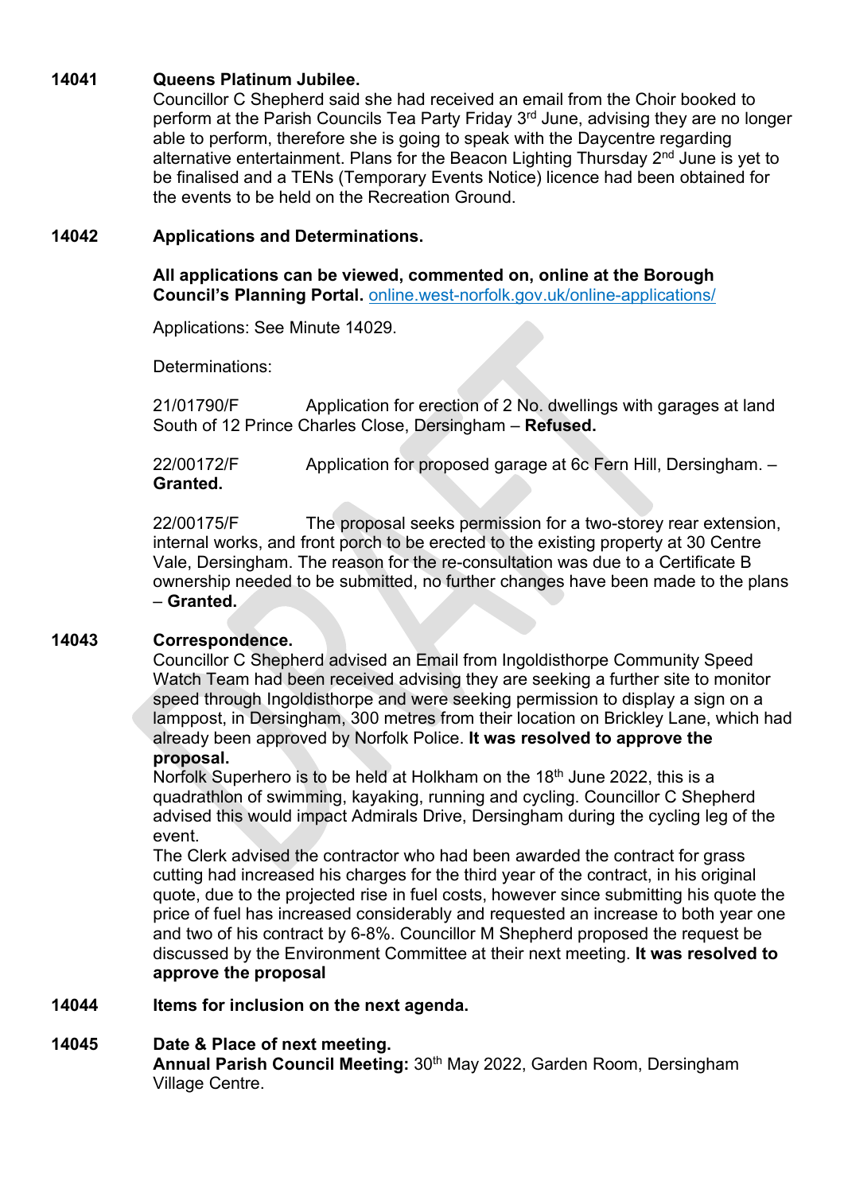**14041 Queens Platinum Jubilee.**

Councillor C Shepherd said she had received an email from the Choir booked to perform at the Parish Councils Tea Party Friday 3rd June, advising they are no longer able to perform, therefore she is going to speak with the Daycentre regarding alternative entertainment. Plans for the Beacon Lighting Thursday 2nd June is yet to be finalised and a TENs (Temporary Events Notice) licence had been obtained for the events to be held on the Recreation Ground.

**14042 Applications and Determinations.**

**All applications can be viewed, commented on, online at the Borough Council's Planning Portal.** online.west-norfolk.gov.uk/online-applications/

Applications: See Minute 14029.

Determinations:

21/01790/F Application for erection of 2 No. dwellings with garages at land South of 12 Prince Charles Close, Dersingham – **Refused.**

22/00172/F Application for proposed garage at 6c Fern Hill, Dersingham. – **Granted.**

22/00175/F The proposal seeks permission for a two-storey rear extension, internal works, and front porch to be erected to the existing property at 30 Centre Vale, Dersingham. The reason for the re-consultation was due to a Certificate B ownership needed to be submitted, no further changes have been made to the plans – **Granted.**

**14043 Correspondence.**

Councillor C Shepherd advised an Email from Ingoldisthorpe Community Speed Watch Team had been received advising they are seeking a further site to monitor speed through Ingoldisthorpe and were seeking permission to display a sign on a lamppost, in Dersingham, 300 metres from their location on Brickley Lane, which had already been approved by Norfolk Police. **It was resolved to approve the proposal.**

Norfolk Superhero is to be held at Holkham on the 18th June 2022, this is a quadrathlon of swimming, kayaking, running and cycling. Councillor C Shepherd advised this would impact Admirals Drive, Dersingham during the cycling leg of the event.

The Clerk advised the contractor who had been awarded the contract for grass cutting had increased his charges for the third year of the contract, in his original quote, due to the projected rise in fuel costs, however since submitting his quote the price of fuel has increased considerably and requested an increase to both year one and two of his contract by 6-8%. Councillor M Shepherd proposed the request be discussed by the Environment Committee at their next meeting. **It was resolved to approve the proposal**

**14044 Items for inclusion on the next agenda.**

**14045 Date & Place of next meeting.**

**Annual Parish Council Meeting:** 30th May 2022, Garden Room, Dersingham Village Centre.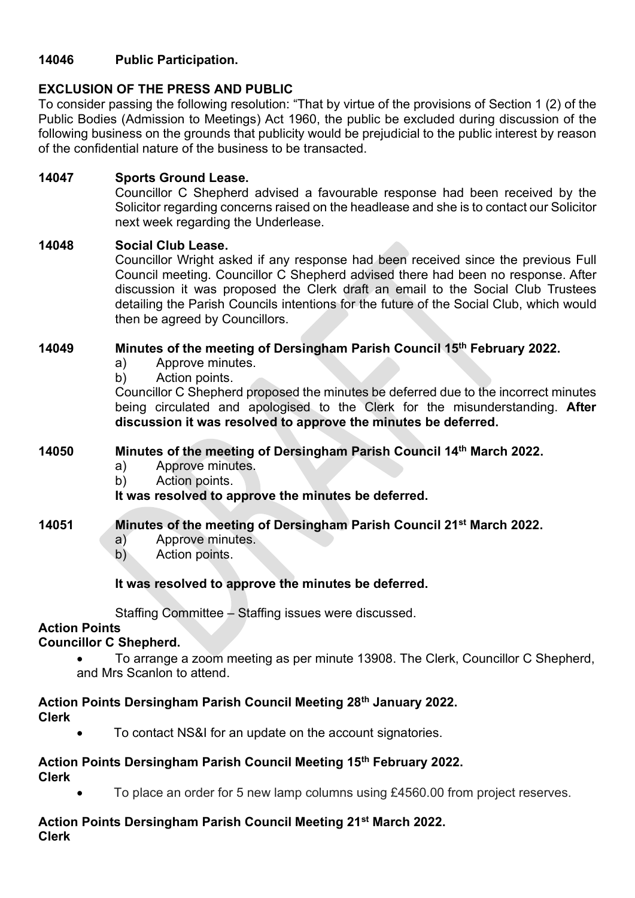**14046 Public Participation.**

**EXCLUSION OF THE PRESS AND PUBLIC**

To consider passing the following resolution: "That by virtue of the provisions of Section 1 (2) of the Public Bodies (Admission to Meetings) Act 1960, the public be excluded during discussion of the following business on the grounds that publicity would be prejudicial to the public interest by reason of the confidential nature of the business to be transacted.

**14047 Sports Ground Lease.**

Councillor C Shepherd advised a favourable response had been received by the Solicitor regarding concerns raised on the headlease and she is to contact our Solicitor next week regarding the Underlease.

**14048 Social Club Lease.**

Councillor Wright asked if any response had been received since the previous Full Council meeting. Councillor C Shepherd advised there had been no response. After discussion it was proposed the Clerk draft an email to the Social Club Trustees detailing the Parish Councils intentions for the future of the Social Club, which would then be agreed by Councillors.

**14049 Minutes of the meeting of Dersingham Parish Council 15th February 2022.**

a) Approve minutes.
b) Action points.

Councillor C Shepherd proposed the minutes be deferred due to the incorrect minutes being circulated and apologised to the Clerk for the misunderstanding. **After discussion it was resolved to approve the minutes be deferred.**

**14050 Minutes of the meeting of Dersingham Parish Council 14th March 2022.**

a) Approve minutes.
b) Action points.

**It was resolved to approve the minutes be deferred.**

**14051 Minutes of the meeting of Dersingham Parish Council 21st March 2022.**

a) Approve minutes.
b) Action points.

**It was resolved to approve the minutes be deferred.**

Staffing Committee – Staffing issues were discussed.

**Action Points**

**Councillor C Shepherd.**

- To arrange a zoom meeting as per minute 13908. The Clerk, Councillor C Shepherd, and Mrs Scanlon to attend.

**Action Points Dersingham Parish Council Meeting 28th January 2022.**

**Clerk**

- To contact NS&I for an update on the account signatories.

**Action Points Dersingham Parish Council Meeting 15th February 2022.**

**Clerk**

- To place an order for 5 new lamp columns using £4560.00 from project reserves.

**Action Points Dersingham Parish Council Meeting 21st March 2022.**

**Clerk**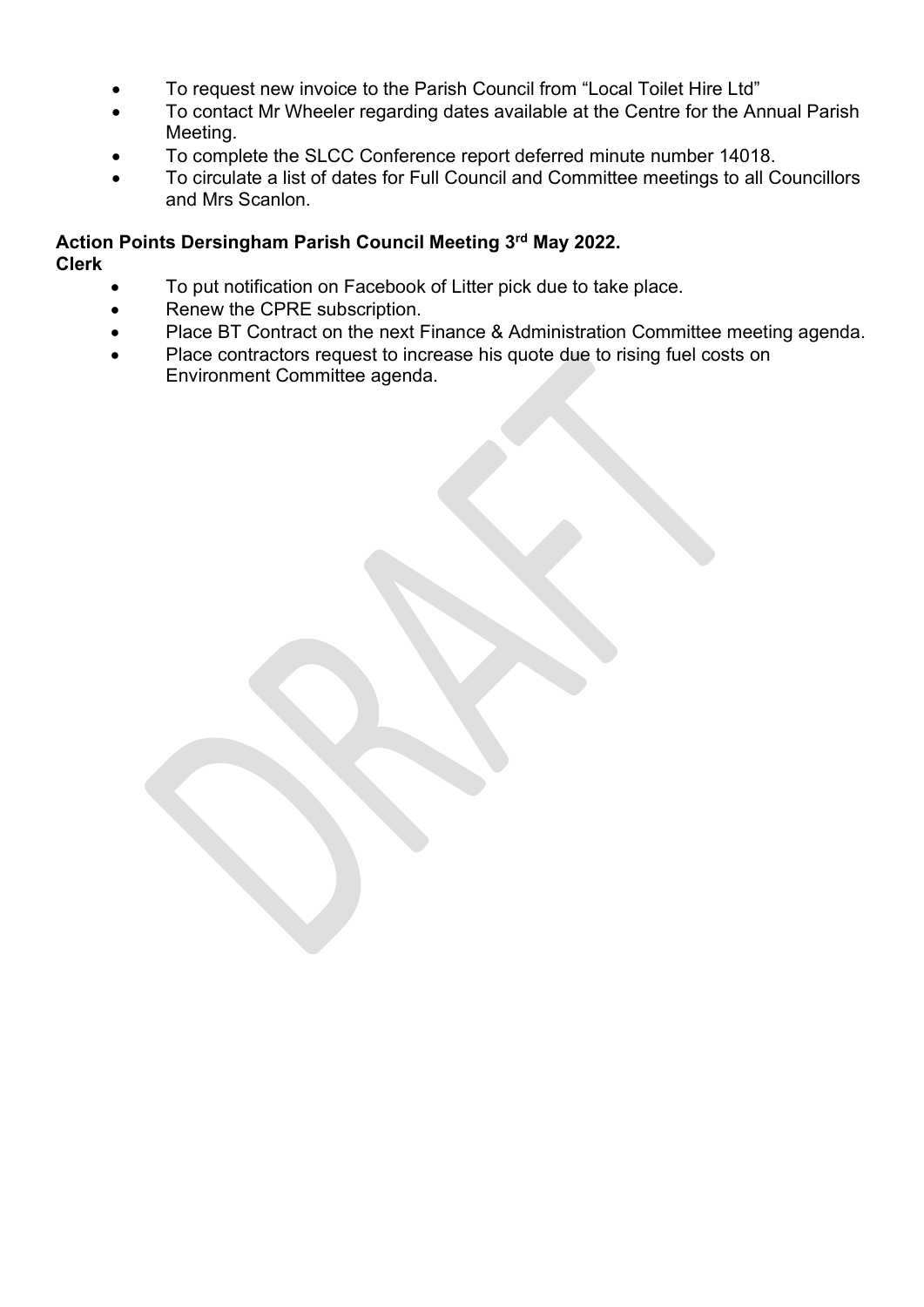- To request new invoice to the Parish Council from "Local Toilet Hire Ltd"
- To contact Mr Wheeler regarding dates available at the Centre for the Annual Parish Meeting.
- To complete the SLCC Conference report deferred minute number 14018.
- To circulate a list of dates for Full Council and Committee meetings to all Councillors and Mrs Scanlon.

**Action Points Dersingham Parish Council Meeting 3rd May 2022.**
**Clerk**

- To put notification on Facebook of Litter pick due to take place.
- Renew the CPRE subscription.
- Place BT Contract on the next Finance & Administration Committee meeting agenda.
- Place contractors request to increase his quote due to rising fuel costs on Environment Committee agenda.